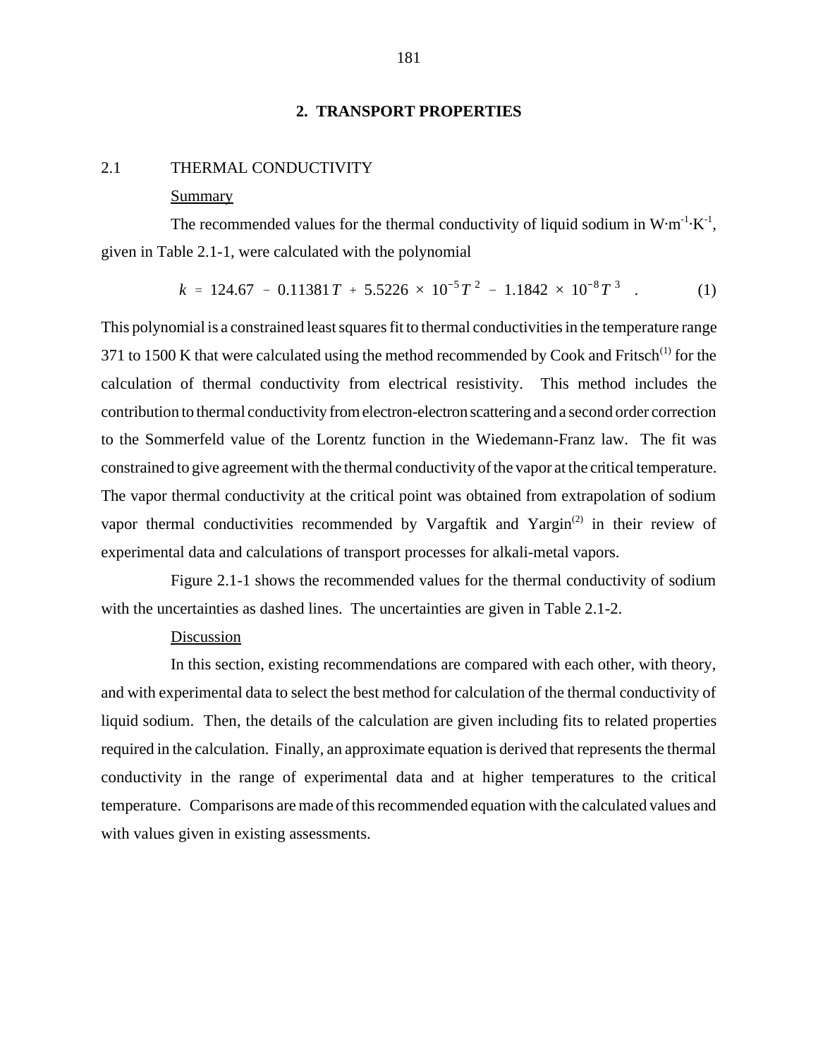# 2. TRANSPORT PROPERTIES

## 2.1 THERMAL CONDUCTIVITY

### Summary

The recommended values for the thermal conductivity of liquid sodium in $W \cdot m^{-1} \cdot K^{-1}$, given in Table 2.1-1, were calculated with the polynomial

$$k = 124.67 - 0.11381\,T + 5.5226 \times 10^{-5}\,T^{2} - 1.1842 \times 10^{-8}\,T^{3} \quad . \tag{1}$$

This polynomial is a constrained least squares fit to thermal conductivities in the temperature range 371 to 1500 K that were calculated using the method recommended by Cook and Fritsch[1] for the calculation of thermal conductivity from electrical resistivity. This method includes the contribution to thermal conductivity from electron-electron scattering and a second order correction to the Sommerfeld value of the Lorentz function in the Wiedemann-Franz law. The fit was constrained to give agreement with the thermal conductivity of the vapor at the critical temperature. The vapor thermal conductivity at the critical point was obtained from extrapolation of sodium vapor thermal conductivities recommended by Vargaftik and Yargin[2] in their review of experimental data and calculations of transport processes for alkali-metal vapors.

Figure 2.1-1 shows the recommended values for the thermal conductivity of sodium with the uncertainties as dashed lines. The uncertainties are given in Table 2.1-2.

### Discussion

In this section, existing recommendations are compared with each other, with theory, and with experimental data to select the best method for calculation of the thermal conductivity of liquid sodium. Then, the details of the calculation are given including fits to related properties required in the calculation. Finally, an approximate equation is derived that represents the thermal conductivity in the range of experimental data and at higher temperatures to the critical temperature. Comparisons are made of this recommended equation with the calculated values and with values given in existing assessments.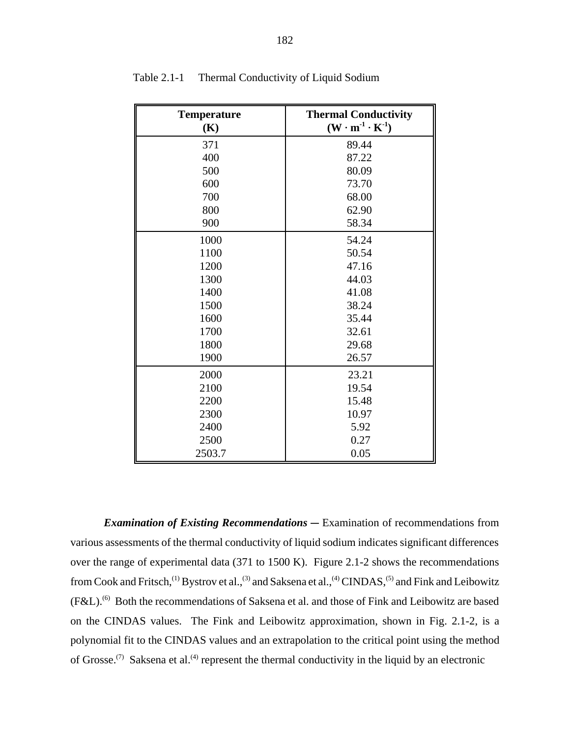Table 2.1-1 Thermal Conductivity of Liquid Sodium

| **Temperature (K)** | **Thermal Conductivity ($W \cdot m^{-1} \cdot K^{-1}$)** |
|---|---|
| 371 | 89.44 |
| 400 | 87.22 |
| 500 | 80.09 |
| 600 | 73.70 |
| 700 | 68.00 |
| 800 | 62.90 |
| 900 | 58.34 |
| 1000 | 54.24 |
| 1100 | 50.54 |
| 1200 | 47.16 |
| 1300 | 44.03 |
| 1400 | 41.08 |
| 1500 | 38.24 |
| 1600 | 35.44 |
| 1700 | 32.61 |
| 1800 | 29.68 |
| 1900 | 26.57 |
| 2000 | 23.21 |
| 2100 | 19.54 |
| 2200 | 15.48 |
| 2300 | 10.97 |
| 2400 | 5.92 |
| 2500 | 0.27 |
| 2503.7 | 0.05 |

***Examination of Existing Recommendations*** — Examination of recommendations from various assessments of the thermal conductivity of liquid sodium indicates significant differences over the range of experimental data (371 to 1500 K). Figure 2.1-2 shows the recommendations from Cook and Fritsch,[1] Bystrov et al.,[3] and Saksena et al.,[4] CINDAS,[5] and Fink and Leibowitz (F&L).[6] Both the recommendations of Saksena et al. and those of Fink and Leibowitz are based on the CINDAS values. The Fink and Leibowitz approximation, shown in Fig. 2.1-2, is a polynomial fit to the CINDAS values and an extrapolation to the critical point using the method of Grosse.[7] Saksena et al.[4] represent the thermal conductivity in the liquid by an electronic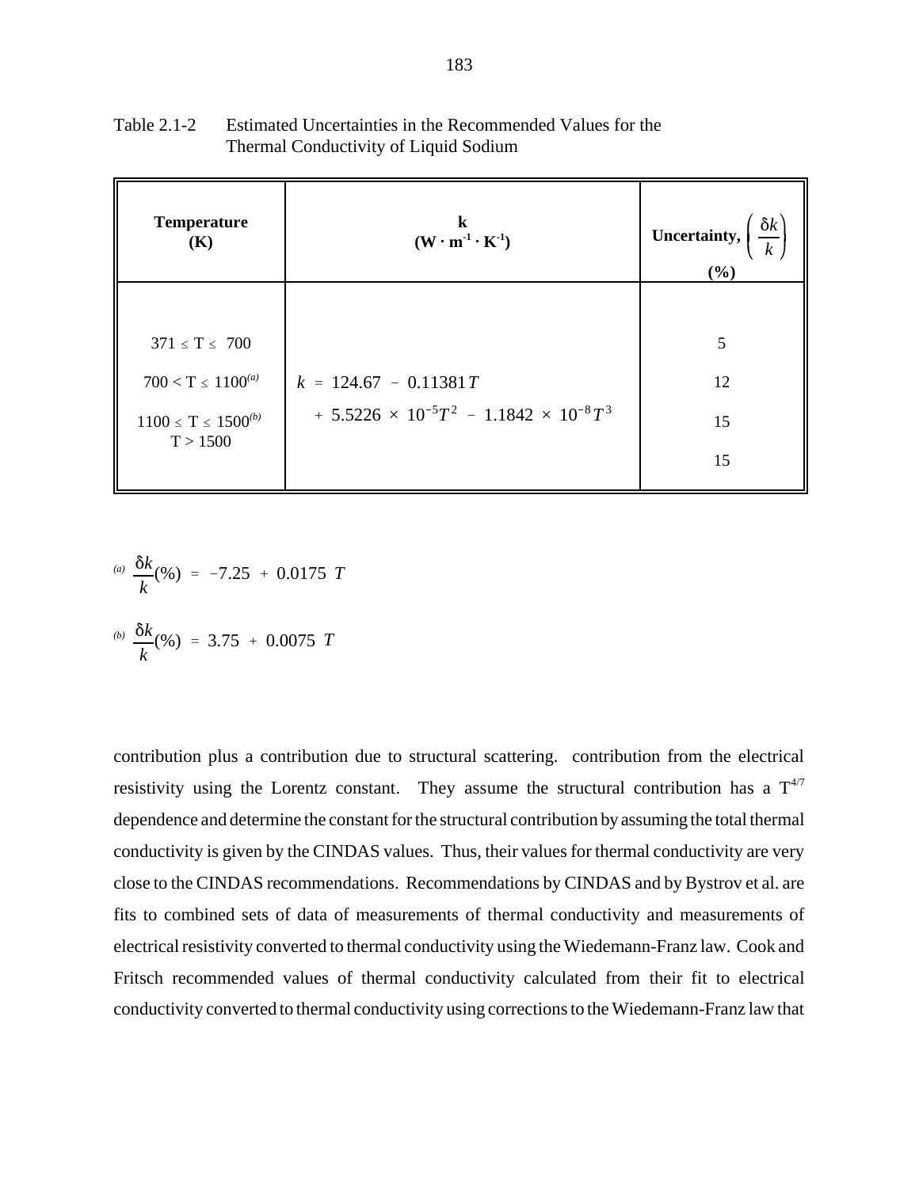Table 2.1-2 Estimated Uncertainties in the Recommended Values for the Thermal Conductivity of Liquid Sodium

| **Temperature (K)** | **k ($W \cdot m^{-1} \cdot K^{-1}$)** | **Uncertainty, $\left(\frac{\delta k}{k}\right)$ (%)** |
|---|---|---|
| $371 \leq T \leq 700$ | $k = 124.67 - 0.11381\,T + 5.5226 \times 10^{-5} T^2 - 1.1842 \times 10^{-8} T^3$ | 5 |
| $700 < T \leq 1100^{(a)}$ | | 12 |
| $1100 \leq T \leq 1500^{(b)}$ | | 15 |
| $T > 1500$ | | 15 |

[a] $\dfrac{\delta k}{k}(\%) = -7.25 + 0.0175\ T$

[b] $\dfrac{\delta k}{k}(\%) = 3.75 + 0.0075\ T$

contribution plus a contribution due to structural scattering. contribution from the electrical resistivity using the Lorentz constant. They assume the structural contribution has a $T^{4/7}$ dependence and determine the constant for the structural contribution by assuming the total thermal conductivity is given by the CINDAS values. Thus, their values for thermal conductivity are very close to the CINDAS recommendations. Recommendations by CINDAS and by Bystrov et al. are fits to combined sets of data of measurements of thermal conductivity and measurements of electrical resistivity converted to thermal conductivity using the Wiedemann-Franz law. Cook and Fritsch recommended values of thermal conductivity calculated from their fit to electrical conductivity converted to thermal conductivity using corrections to the Wiedemann-Franz law that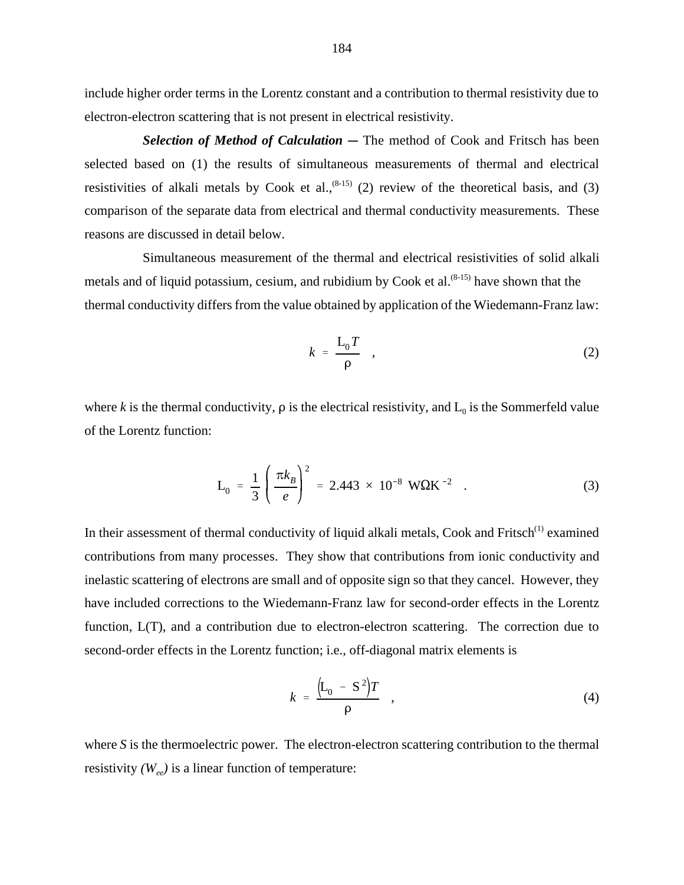include higher order terms in the Lorentz constant and a contribution to thermal resistivity due to electron-electron scattering that is not present in electrical resistivity.

***Selection of Method of Calculation*** **—** The method of Cook and Fritsch has been selected based on (1) the results of simultaneous measurements of thermal and electrical resistivities of alkali metals by Cook et al.,[(8-15)] (2) review of the theoretical basis, and (3) comparison of the separate data from electrical and thermal conductivity measurements. These reasons are discussed in detail below.

Simultaneous measurement of the thermal and electrical resistivities of solid alkali metals and of liquid potassium, cesium, and rubidium by Cook et al.[(8-15)] have shown that the thermal conductivity differs from the value obtained by application of the Wiedemann-Franz law:

$$k = \frac{L_0 T}{\rho} \quad , \tag{2}$$

where $k$ is the thermal conductivity, $\rho$ is the electrical resistivity, and $L_0$ is the Sommerfeld value of the Lorentz function:

$$L_0 = \frac{1}{3}\left(\frac{\pi k_B}{e}\right)^2 = 2.443 \times 10^{-8} \ \text{W}\Omega\text{K}^{-2} \quad . \tag{3}$$

In their assessment of thermal conductivity of liquid alkali metals, Cook and Fritsch[(1)] examined contributions from many processes. They show that contributions from ionic conductivity and inelastic scattering of electrons are small and of opposite sign so that they cancel. However, they have included corrections to the Wiedemann-Franz law for second-order effects in the Lorentz function, L(T), and a contribution due to electron-electron scattering. The correction due to second-order effects in the Lorentz function; i.e., off-diagonal matrix elements is

$$k = \frac{\left(L_0 - S^2\right)T}{\rho} \quad , \tag{4}$$

where $S$ is the thermoelectric power. The electron-electron scattering contribution to the thermal resistivity *($W_{ee}$)* is a linear function of temperature: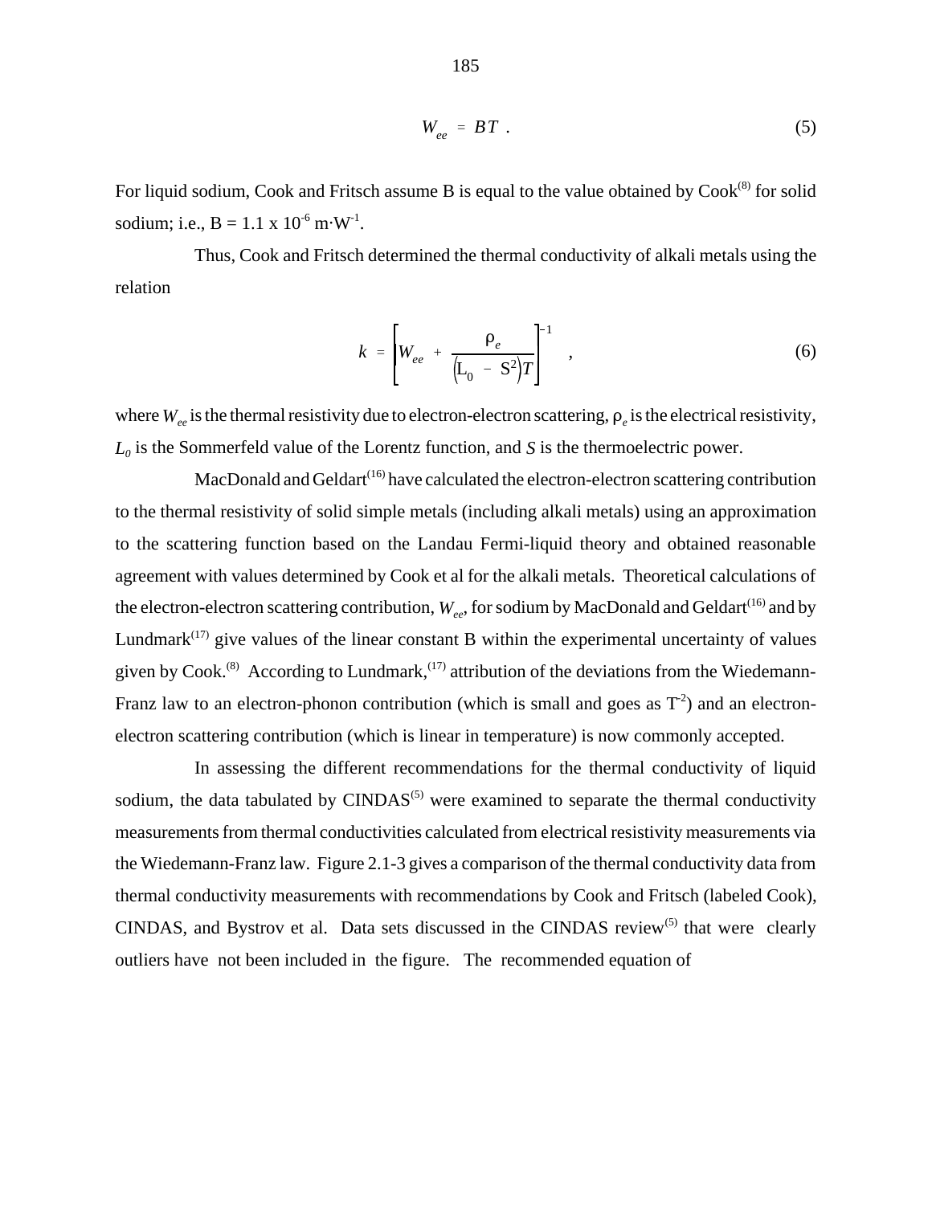$$W_{ee} = BT \ . \tag{5}$$

For liquid sodium, Cook and Fritsch assume B is equal to the value obtained by Cook[8] for solid sodium; i.e., $B = 1.1 \times 10^{-6}$ m·W$^{-1}$.

Thus, Cook and Fritsch determined the thermal conductivity of alkali metals using the relation

$$k = \left[ W_{ee} + \frac{\rho_e}{\left(L_0 - S^2\right)T} \right]^{-1} \quad , \tag{6}$$

where $W_{ee}$ is the thermal resistivity due to electron-electron scattering, $\rho_e$ is the electrical resistivity, $L_0$ is the Sommerfeld value of the Lorentz function, and $S$ is the thermoelectric power.

MacDonald and Geldart[16] have calculated the electron-electron scattering contribution to the thermal resistivity of solid simple metals (including alkali metals) using an approximation to the scattering function based on the Landau Fermi-liquid theory and obtained reasonable agreement with values determined by Cook et al for the alkali metals. Theoretical calculations of the electron-electron scattering contribution, $W_{ee}$, for sodium by MacDonald and Geldart[16] and by Lundmark[17] give values of the linear constant B within the experimental uncertainty of values given by Cook.[8] According to Lundmark,[17] attribution of the deviations from the Wiedemann-Franz law to an electron-phonon contribution (which is small and goes as $T^{-2}$) and an electron-electron scattering contribution (which is linear in temperature) is now commonly accepted.

In assessing the different recommendations for the thermal conductivity of liquid sodium, the data tabulated by CINDAS[5] were examined to separate the thermal conductivity measurements from thermal conductivities calculated from electrical resistivity measurements via the Wiedemann-Franz law. Figure 2.1-3 gives a comparison of the thermal conductivity data from thermal conductivity measurements with recommendations by Cook and Fritsch (labeled Cook), CINDAS, and Bystrov et al. Data sets discussed in the CINDAS review[5] that were clearly outliers have not been included in the figure. The recommended equation of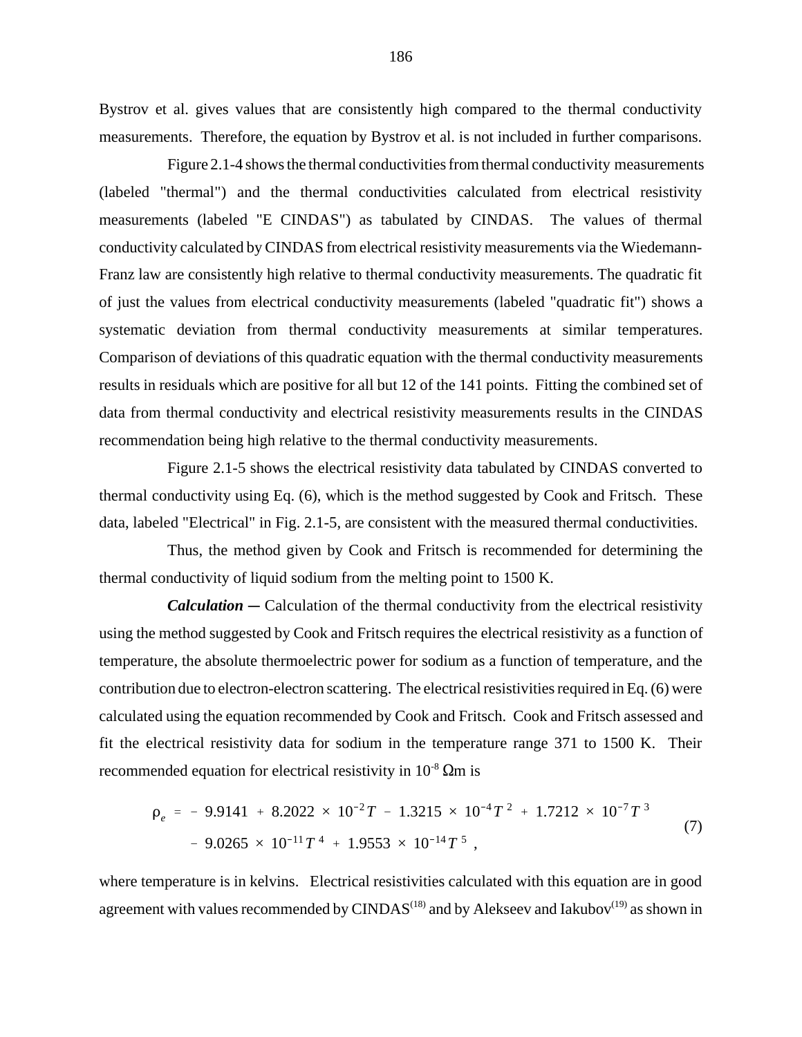Bystrov et al. gives values that are consistently high compared to the thermal conductivity measurements. Therefore, the equation by Bystrov et al. is not included in further comparisons.

Figure 2.1-4 shows the thermal conductivities from thermal conductivity measurements (labeled "thermal") and the thermal conductivities calculated from electrical resistivity measurements (labeled "E CINDAS") as tabulated by CINDAS. The values of thermal conductivity calculated by CINDAS from electrical resistivity measurements via the Wiedemann-Franz law are consistently high relative to thermal conductivity measurements. The quadratic fit of just the values from electrical conductivity measurements (labeled "quadratic fit") shows a systematic deviation from thermal conductivity measurements at similar temperatures. Comparison of deviations of this quadratic equation with the thermal conductivity measurements results in residuals which are positive for all but 12 of the 141 points. Fitting the combined set of data from thermal conductivity and electrical resistivity measurements results in the CINDAS recommendation being high relative to the thermal conductivity measurements.

Figure 2.1-5 shows the electrical resistivity data tabulated by CINDAS converted to thermal conductivity using Eq. (6), which is the method suggested by Cook and Fritsch. These data, labeled "Electrical" in Fig. 2.1-5, are consistent with the measured thermal conductivities.

Thus, the method given by Cook and Fritsch is recommended for determining the thermal conductivity of liquid sodium from the melting point to 1500 K.

***Calculation*** — Calculation of the thermal conductivity from the electrical resistivity using the method suggested by Cook and Fritsch requires the electrical resistivity as a function of temperature, the absolute thermoelectric power for sodium as a function of temperature, and the contribution due to electron-electron scattering. The electrical resistivities required in Eq. (6) were calculated using the equation recommended by Cook and Fritsch. Cook and Fritsch assessed and fit the electrical resistivity data for sodium in the temperature range 371 to 1500 K. Their recommended equation for electrical resistivity in $10^{-8}$ Ωm is

$$\rho_e = -9.9141 + 8.2022 \times 10^{-2} T - 1.3215 \times 10^{-4} T^2 + 1.7212 \times 10^{-7} T^3 - 9.0265 \times 10^{-11} T^4 + 1.9553 \times 10^{-14} T^5 , \tag{7}$$

where temperature is in kelvins. Electrical resistivities calculated with this equation are in good agreement with values recommended by CINDAS[18] and by Alekseev and Iakubov[19] as shown in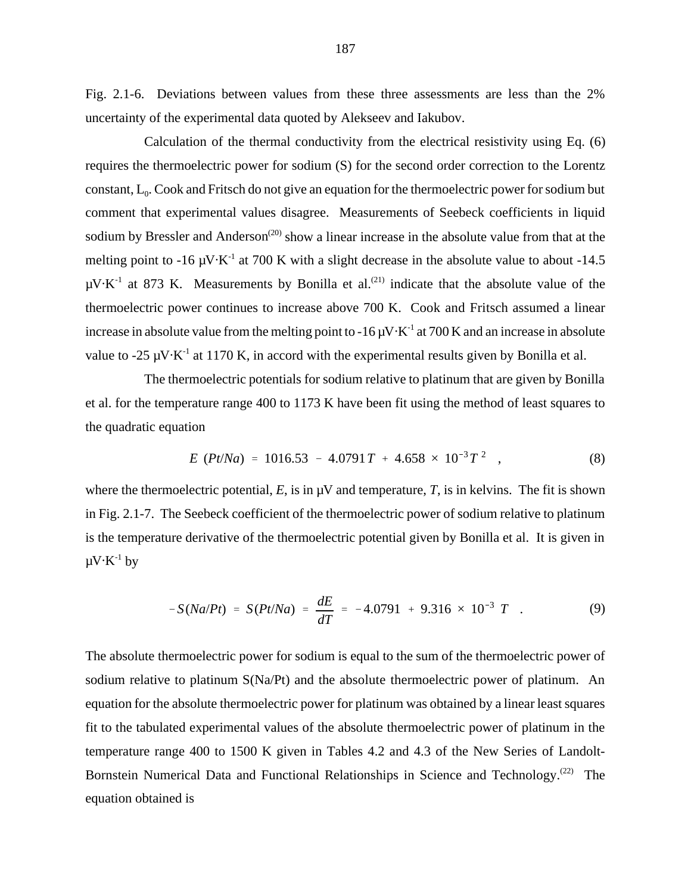Fig. 2.1-6. Deviations between values from these three assessments are less than the 2% uncertainty of the experimental data quoted by Alekseev and Iakubov.

Calculation of the thermal conductivity from the electrical resistivity using Eq. (6) requires the thermoelectric power for sodium (S) for the second order correction to the Lorentz constant, $L_0$. Cook and Fritsch do not give an equation for the thermoelectric power for sodium but comment that experimental values disagree. Measurements of Seebeck coefficients in liquid sodium by Bressler and Anderson[20] show a linear increase in the absolute value from that at the melting point to -16 $\mu V \cdot K^{-1}$ at 700 K with a slight decrease in the absolute value to about -14.5 $\mu V \cdot K^{-1}$ at 873 K. Measurements by Bonilla et al.[21] indicate that the absolute value of the thermoelectric power continues to increase above 700 K. Cook and Fritsch assumed a linear increase in absolute value from the melting point to -16 $\mu V \cdot K^{-1}$ at 700 K and an increase in absolute value to -25 $\mu V \cdot K^{-1}$ at 1170 K, in accord with the experimental results given by Bonilla et al.

The thermoelectric potentials for sodium relative to platinum that are given by Bonilla et al. for the temperature range 400 to 1173 K have been fit using the method of least squares to the quadratic equation

$$E\ (Pt/Na) = 1016.53 - 4.0791\,T + 4.658 \times 10^{-3}\,T^{2} \quad , \tag{8}$$

where the thermoelectric potential, $E$, is in μV and temperature, $T$, is in kelvins. The fit is shown in Fig. 2.1-7. The Seebeck coefficient of the thermoelectric power of sodium relative to platinum is the temperature derivative of the thermoelectric potential given by Bonilla et al. It is given in $\mu V \cdot K^{-1}$ by

$$-S(Na/Pt) = S(Pt/Na) = \frac{dE}{dT} = -4.0791 + 9.316 \times 10^{-3}\ T \quad . \tag{9}$$

The absolute thermoelectric power for sodium is equal to the sum of the thermoelectric power of sodium relative to platinum S(Na/Pt) and the absolute thermoelectric power of platinum. An equation for the absolute thermoelectric power for platinum was obtained by a linear least squares fit to the tabulated experimental values of the absolute thermoelectric power of platinum in the temperature range 400 to 1500 K given in Tables 4.2 and 4.3 of the New Series of Landolt-Bornstein Numerical Data and Functional Relationships in Science and Technology.[22] The equation obtained is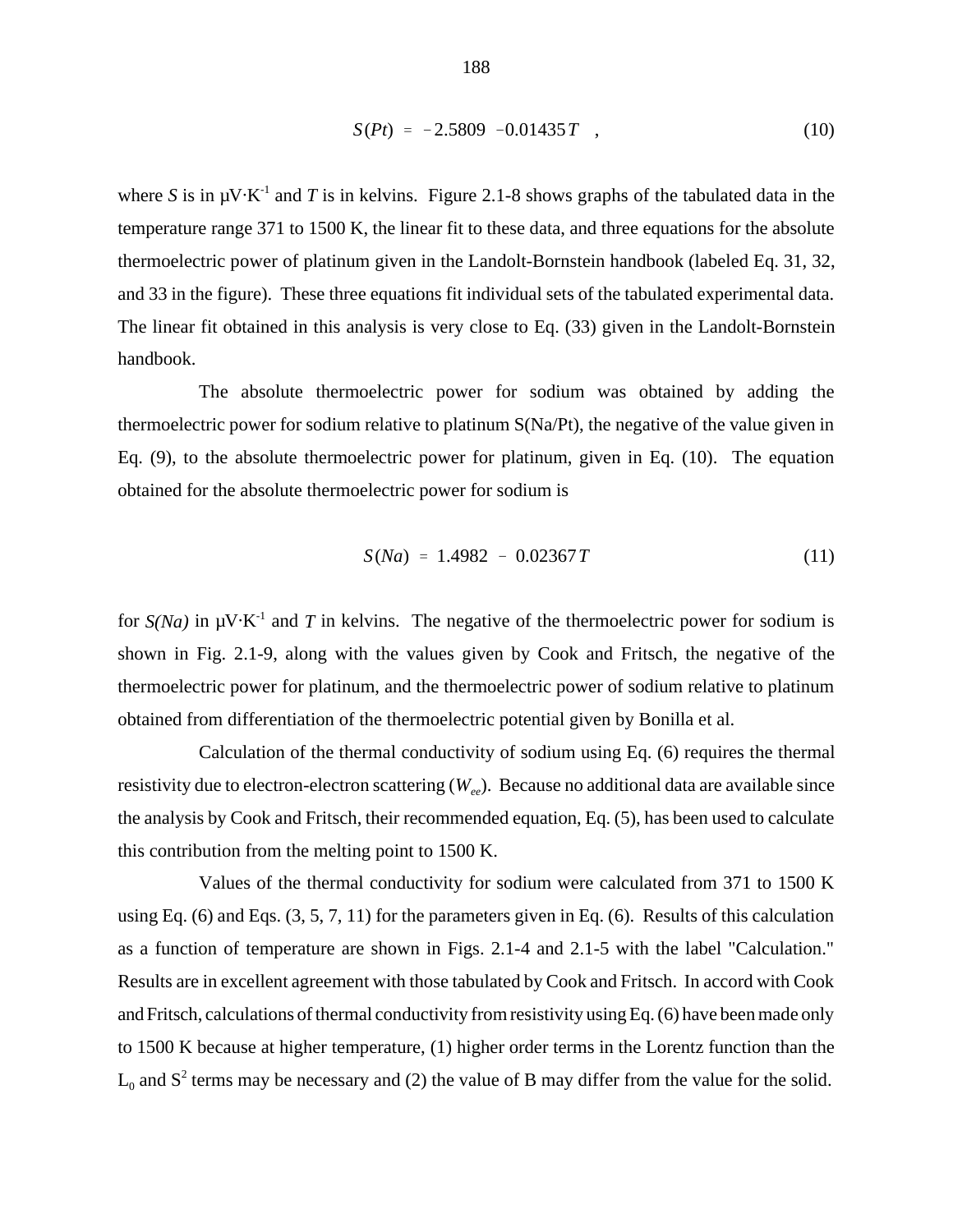$$S(Pt) = -2.5809 - 0.01435\,T \quad , \tag{10}$$

where $S$ is in $\mu V \cdot K^{-1}$ and $T$ is in kelvins. Figure 2.1-8 shows graphs of the tabulated data in the temperature range 371 to 1500 K, the linear fit to these data, and three equations for the absolute thermoelectric power of platinum given in the Landolt-Bornstein handbook (labeled Eq. 31, 32, and 33 in the figure). These three equations fit individual sets of the tabulated experimental data. The linear fit obtained in this analysis is very close to Eq. (33) given in the Landolt-Bornstein handbook.

The absolute thermoelectric power for sodium was obtained by adding the thermoelectric power for sodium relative to platinum S(Na/Pt), the negative of the value given in Eq. (9), to the absolute thermoelectric power for platinum, given in Eq. (10). The equation obtained for the absolute thermoelectric power for sodium is

$$S(Na) = 1.4982 - 0.02367\,T \tag{11}$$

for $S(Na)$ in $\mu V \cdot K^{-1}$ and $T$ in kelvins. The negative of the thermoelectric power for sodium is shown in Fig. 2.1-9, along with the values given by Cook and Fritsch, the negative of the thermoelectric power for platinum, and the thermoelectric power of sodium relative to platinum obtained from differentiation of the thermoelectric potential given by Bonilla et al.

Calculation of the thermal conductivity of sodium using Eq. (6) requires the thermal resistivity due to electron-electron scattering ($W_{ee}$). Because no additional data are available since the analysis by Cook and Fritsch, their recommended equation, Eq. (5), has been used to calculate this contribution from the melting point to 1500 K.

Values of the thermal conductivity for sodium were calculated from 371 to 1500 K using Eq. (6) and Eqs. (3, 5, 7, 11) for the parameters given in Eq. (6). Results of this calculation as a function of temperature are shown in Figs. 2.1-4 and 2.1-5 with the label "Calculation." Results are in excellent agreement with those tabulated by Cook and Fritsch. In accord with Cook and Fritsch, calculations of thermal conductivity from resistivity using Eq. (6) have been made only to 1500 K because at higher temperature, (1) higher order terms in the Lorentz function than the $L_0$ and $S^2$ terms may be necessary and (2) the value of B may differ from the value for the solid.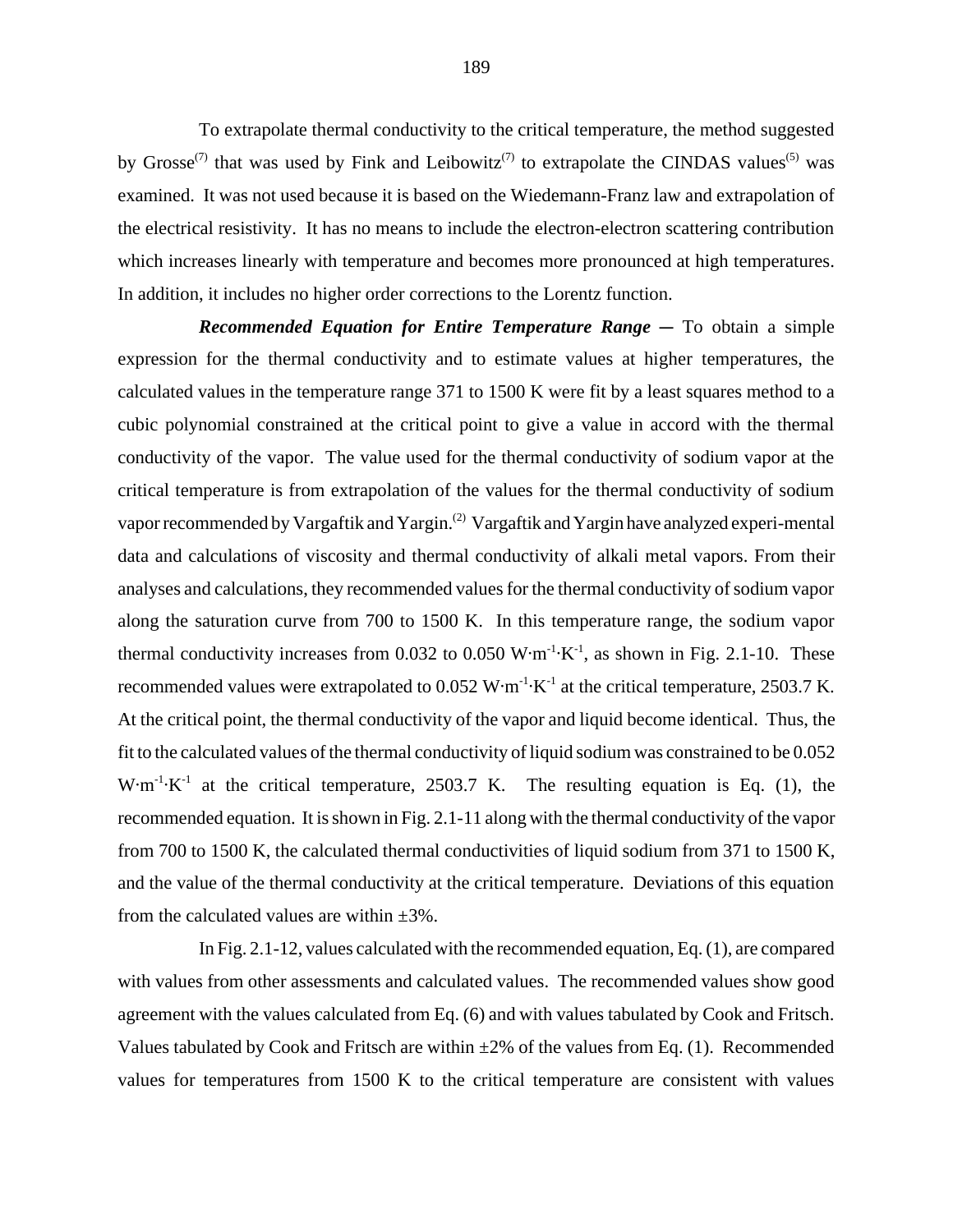To extrapolate thermal conductivity to the critical temperature, the method suggested by Grosse[7] that was used by Fink and Leibowitz[7] to extrapolate the CINDAS values[5] was examined. It was not used because it is based on the Wiedemann-Franz law and extrapolation of the electrical resistivity. It has no means to include the electron-electron scattering contribution which increases linearly with temperature and becomes more pronounced at high temperatures. In addition, it includes no higher order corrections to the Lorentz function.

***Recommended Equation for Entire Temperature Range —*** To obtain a simple expression for the thermal conductivity and to estimate values at higher temperatures, the calculated values in the temperature range 371 to 1500 K were fit by a least squares method to a cubic polynomial constrained at the critical point to give a value in accord with the thermal conductivity of the vapor. The value used for the thermal conductivity of sodium vapor at the critical temperature is from extrapolation of the values for the thermal conductivity of sodium vapor recommended by Vargaftik and Yargin.[2] Vargaftik and Yargin have analyzed experi-mental data and calculations of viscosity and thermal conductivity of alkali metal vapors. From their analyses and calculations, they recommended values for the thermal conductivity of sodium vapor along the saturation curve from 700 to 1500 K. In this temperature range, the sodium vapor thermal conductivity increases from 0.032 to 0.050 $W{\cdot}m^{-1}{\cdot}K^{-1}$, as shown in Fig. 2.1-10. These recommended values were extrapolated to 0.052 $W{\cdot}m^{-1}{\cdot}K^{-1}$ at the critical temperature, 2503.7 K. At the critical point, the thermal conductivity of the vapor and liquid become identical. Thus, the fit to the calculated values of the thermal conductivity of liquid sodium was constrained to be 0.052 $W{\cdot}m^{-1}{\cdot}K^{-1}$ at the critical temperature, 2503.7 K. The resulting equation is Eq. (1), the recommended equation. It is shown in Fig. 2.1-11 along with the thermal conductivity of the vapor from 700 to 1500 K, the calculated thermal conductivities of liquid sodium from 371 to 1500 K, and the value of the thermal conductivity at the critical temperature. Deviations of this equation from the calculated values are within ±3%.

In Fig. 2.1-12, values calculated with the recommended equation, Eq. (1), are compared with values from other assessments and calculated values. The recommended values show good agreement with the values calculated from Eq. (6) and with values tabulated by Cook and Fritsch. Values tabulated by Cook and Fritsch are within ±2% of the values from Eq. (1). Recommended values for temperatures from 1500 K to the critical temperature are consistent with values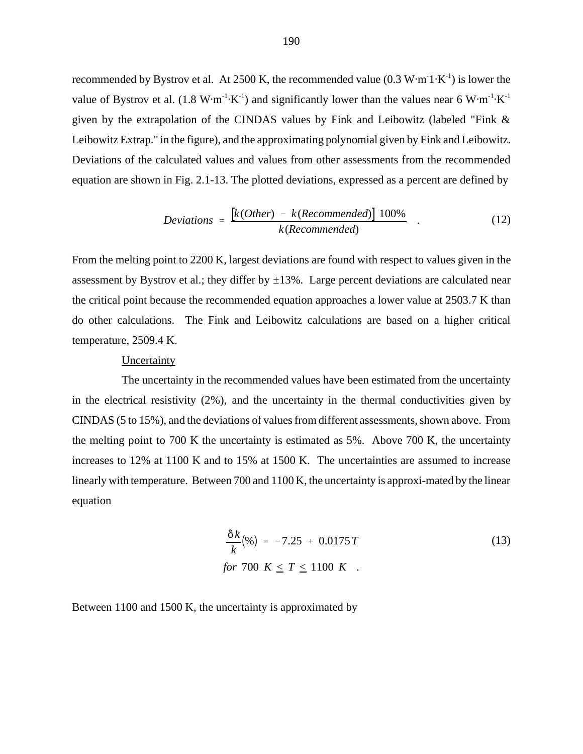recommended by Bystrov et al. At 2500 K, the recommended value (0.3 $W{\cdot}m^{-}1{\cdot}K^{-1}$) is lower the value of Bystrov et al. (1.8 $W{\cdot}m^{-1}{\cdot}K^{-1}$) and significantly lower than the values near 6 $W{\cdot}m^{-1}{\cdot}K^{-1}$ given by the extrapolation of the CINDAS values by Fink and Leibowitz (labeled "Fink & Leibowitz Extrap." in the figure), and the approximating polynomial given by Fink and Leibowitz. Deviations of the calculated values and values from other assessments from the recommended equation are shown in Fig. 2.1-13. The plotted deviations, expressed as a percent are defined by

$$Deviations \ = \ \frac{\left[k(Other) \ - \ k(Recommended)\right] \ 100\%}{k(Recommended)} \quad . \tag{12}$$

From the melting point to 2200 K, largest deviations are found with respect to values given in the assessment by Bystrov et al.; they differ by ±13%. Large percent deviations are calculated near the critical point because the recommended equation approaches a lower value at 2503.7 K than do other calculations. The Fink and Leibowitz calculations are based on a higher critical temperature, 2509.4 K.

Uncertainty

The uncertainty in the recommended values have been estimated from the uncertainty in the electrical resistivity (2%), and the uncertainty in the thermal conductivities given by CINDAS (5 to 15%), and the deviations of values from different assessments, shown above. From the melting point to 700 K the uncertainty is estimated as 5%. Above 700 K, the uncertainty increases to 12% at 1100 K and to 15% at 1500 K. The uncertainties are assumed to increase linearly with temperature. Between 700 and 1100 K, the uncertainty is approxi-mated by the linear equation

$$\frac{\delta k}{k}(\%) \ = \ -7.25 \ + \ 0.0175\,T \tag{13}$$
$$for \ 700 \ K \ \leq \ T \ \leq \ 1100 \ K \quad .$$

Between 1100 and 1500 K, the uncertainty is approximated by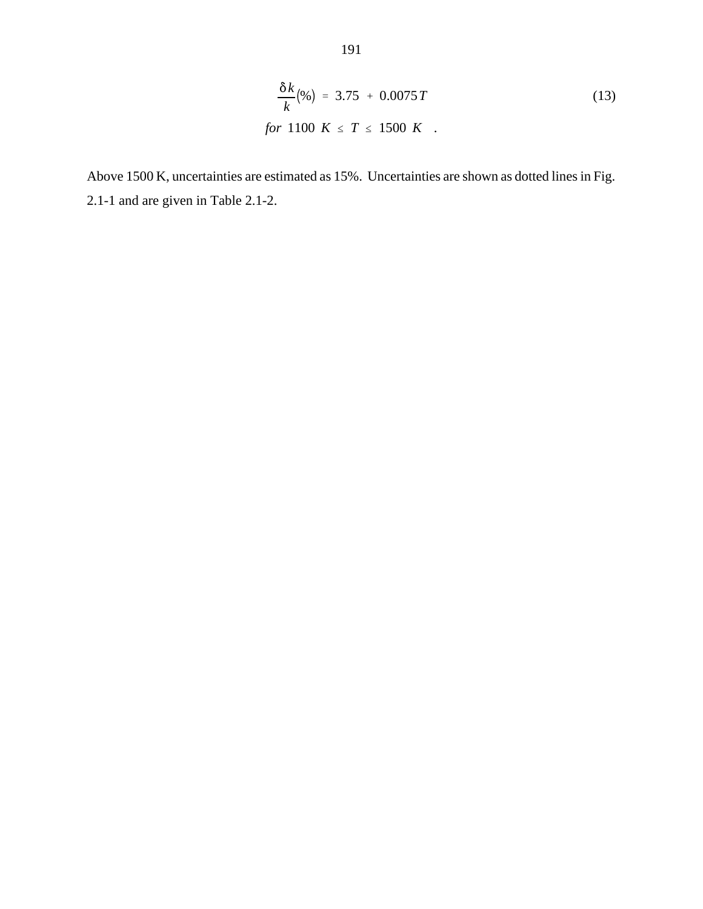$$\frac{\delta k}{k}(\%) \; = \; 3.75 \; + \; 0.0075\,T \tag{13}$$

$$for \;\; 1100 \;\; K \; \leq \; T \; \leq \; 1500 \;\; K \quad .$$

Above 1500 K, uncertainties are estimated as 15%. Uncertainties are shown as dotted lines in Fig. 2.1-1 and are given in Table 2.1-2.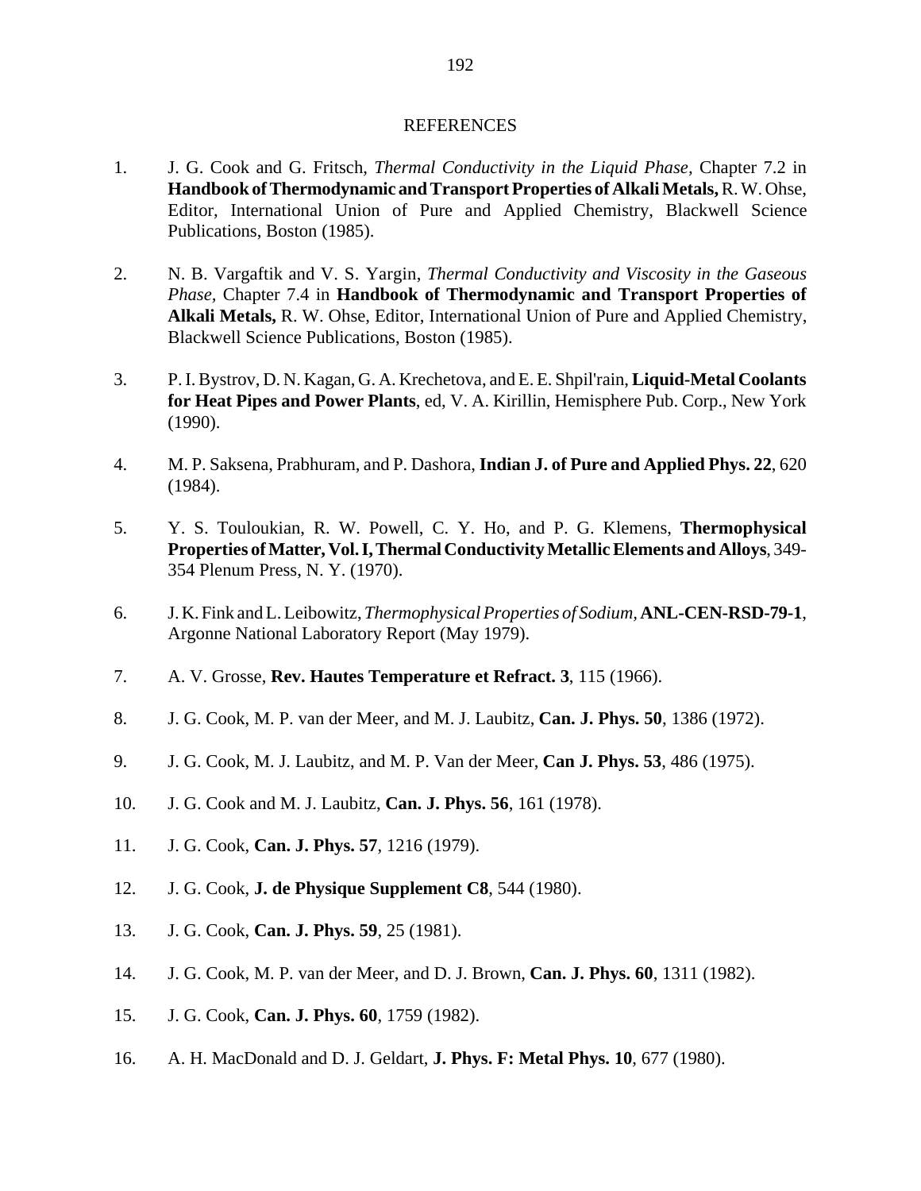# REFERENCES

1. J. G. Cook and G. Fritsch, *Thermal Conductivity in the Liquid Phase*, Chapter 7.2 in **Handbook of Thermodynamic and Transport Properties of Alkali Metals,** R. W. Ohse, Editor, International Union of Pure and Applied Chemistry, Blackwell Science Publications, Boston (1985).

2. N. B. Vargaftik and V. S. Yargin, *Thermal Conductivity and Viscosity in the Gaseous Phase*, Chapter 7.4 in **Handbook of Thermodynamic and Transport Properties of Alkali Metals,** R. W. Ohse, Editor, International Union of Pure and Applied Chemistry, Blackwell Science Publications, Boston (1985).

3. P. I. Bystrov, D. N. Kagan, G. A. Krechetova, and E. E. Shpil'rain, **Liquid-Metal Coolants for Heat Pipes and Power Plants**, ed, V. A. Kirillin, Hemisphere Pub. Corp., New York (1990).

4. M. P. Saksena, Prabhuram, and P. Dashora, **Indian J. of Pure and Applied Phys. 22**, 620 (1984).

5. Y. S. Touloukian, R. W. Powell, C. Y. Ho, and P. G. Klemens, **Thermophysical Properties of Matter, Vol. I, Thermal Conductivity Metallic Elements and Alloys**, 349-354 Plenum Press, N. Y. (1970).

6. J. K. Fink and L. Leibowitz, *Thermophysical Properties of Sodium*, **ANL-CEN-RSD-79-1**, Argonne National Laboratory Report (May 1979).

7. A. V. Grosse, **Rev. Hautes Temperature et Refract. 3**, 115 (1966).

8. J. G. Cook, M. P. van der Meer, and M. J. Laubitz, **Can. J. Phys. 50**, 1386 (1972).

9. J. G. Cook, M. J. Laubitz, and M. P. Van der Meer, **Can J. Phys. 53**, 486 (1975).

10. J. G. Cook and M. J. Laubitz, **Can. J. Phys. 56**, 161 (1978).

11. J. G. Cook, **Can. J. Phys. 57**, 1216 (1979).

12. J. G. Cook, **J. de Physique Supplement C8**, 544 (1980).

13. J. G. Cook, **Can. J. Phys. 59**, 25 (1981).

14. J. G. Cook, M. P. van der Meer, and D. J. Brown, **Can. J. Phys. 60**, 1311 (1982).

15. J. G. Cook, **Can. J. Phys. 60**, 1759 (1982).

16. A. H. MacDonald and D. J. Geldart, **J. Phys. F: Metal Phys. 10**, 677 (1980).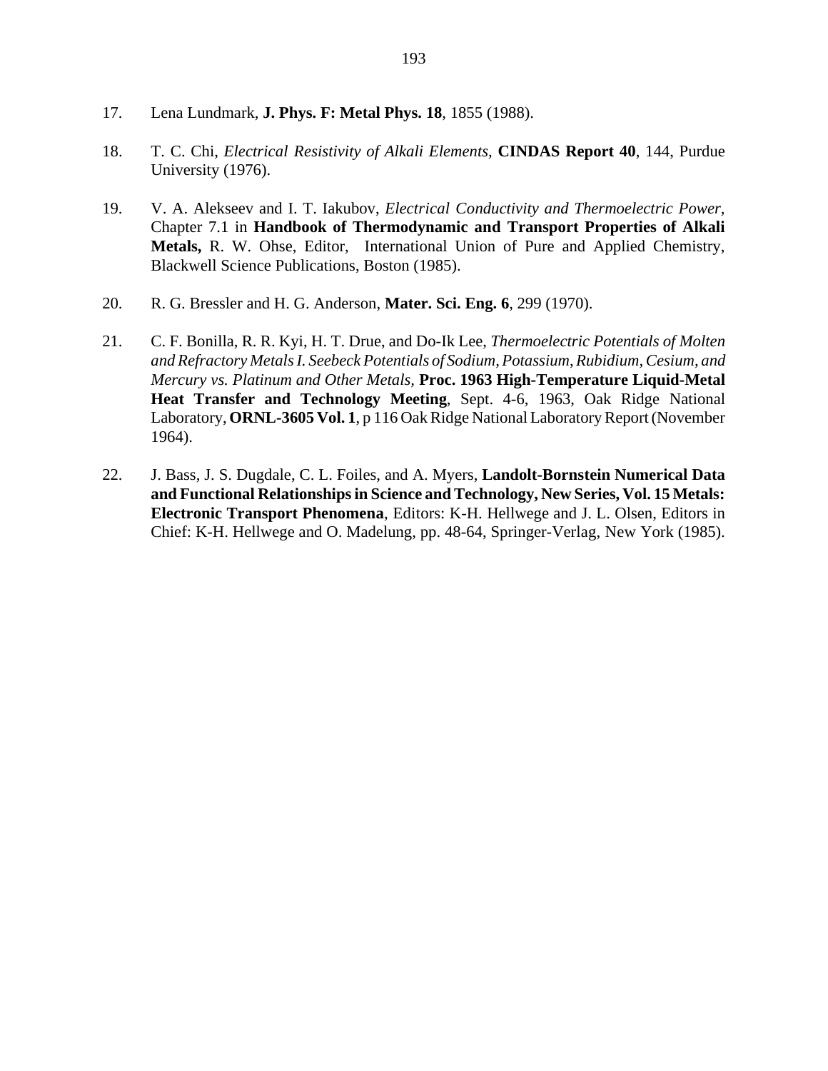17. Lena Lundmark, **J. Phys. F: Metal Phys. 18**, 1855 (1988).

18. T. C. Chi, *Electrical Resistivity of Alkali Elements,* **CINDAS Report 40**, 144, Purdue University (1976).

19. V. A. Alekseev and I. T. Iakubov, *Electrical Conductivity and Thermoelectric Power,* Chapter 7.1 in **Handbook of Thermodynamic and Transport Properties of Alkali Metals,** R. W. Ohse, Editor, International Union of Pure and Applied Chemistry, Blackwell Science Publications, Boston (1985).

20. R. G. Bressler and H. G. Anderson, **Mater. Sci. Eng. 6**, 299 (1970).

21. C. F. Bonilla, R. R. Kyi, H. T. Drue, and Do-Ik Lee, *Thermoelectric Potentials of Molten and Refractory Metals I. Seebeck Potentials of Sodium, Potassium, Rubidium, Cesium, and Mercury vs. Platinum and Other Metals,* **Proc. 1963 High-Temperature Liquid-Metal Heat Transfer and Technology Meeting**, Sept. 4-6, 1963, Oak Ridge National Laboratory, **ORNL-3605 Vol. 1**, p 116 Oak Ridge National Laboratory Report (November 1964).

22. J. Bass, J. S. Dugdale, C. L. Foiles, and A. Myers, **Landolt-Bornstein Numerical Data and Functional Relationships in Science and Technology, New Series, Vol. 15 Metals: Electronic Transport Phenomena**, Editors: K-H. Hellwege and J. L. Olsen, Editors in Chief: K-H. Hellwege and O. Madelung, pp. 48-64, Springer-Verlag, New York (1985).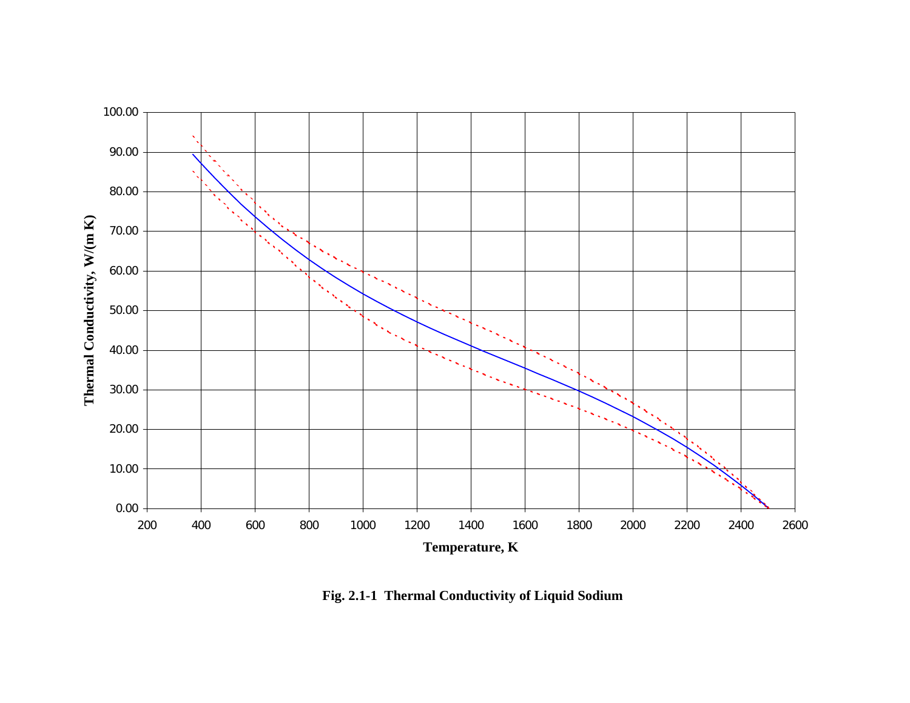Fig. 2.1-1  Thermal Conductivity of Liquid Sodium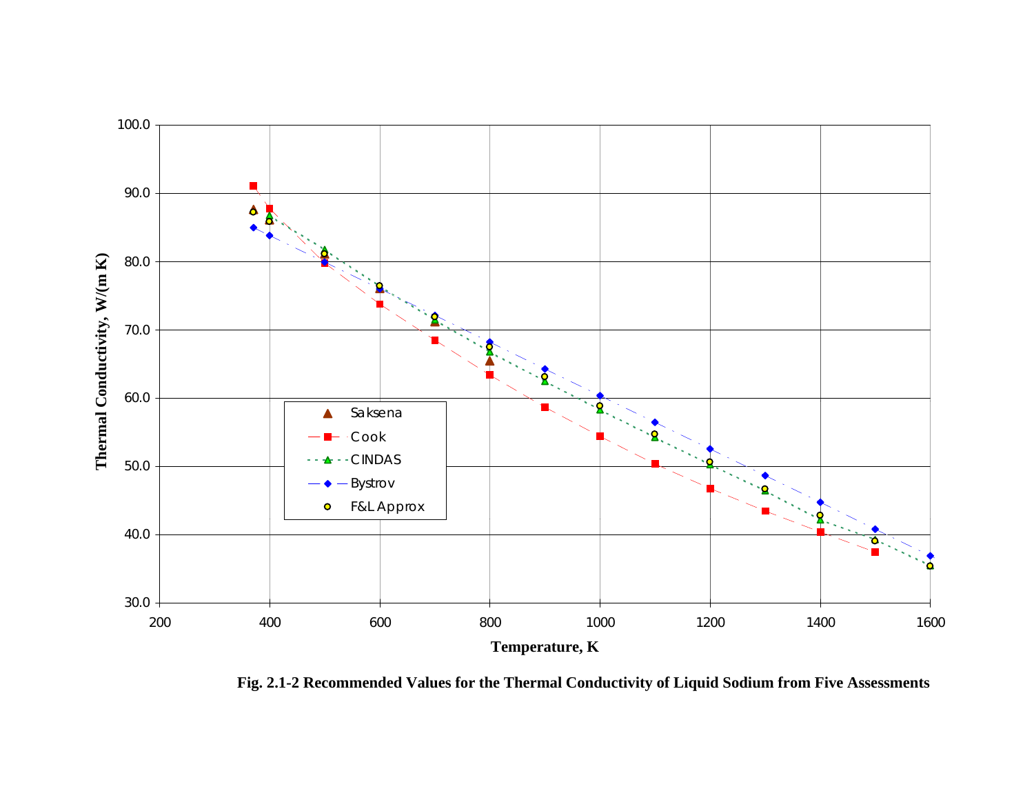**Fig. 2.1-2 Recommended Values for the Thermal Conductivity of Liquid Sodium from Five Assessments**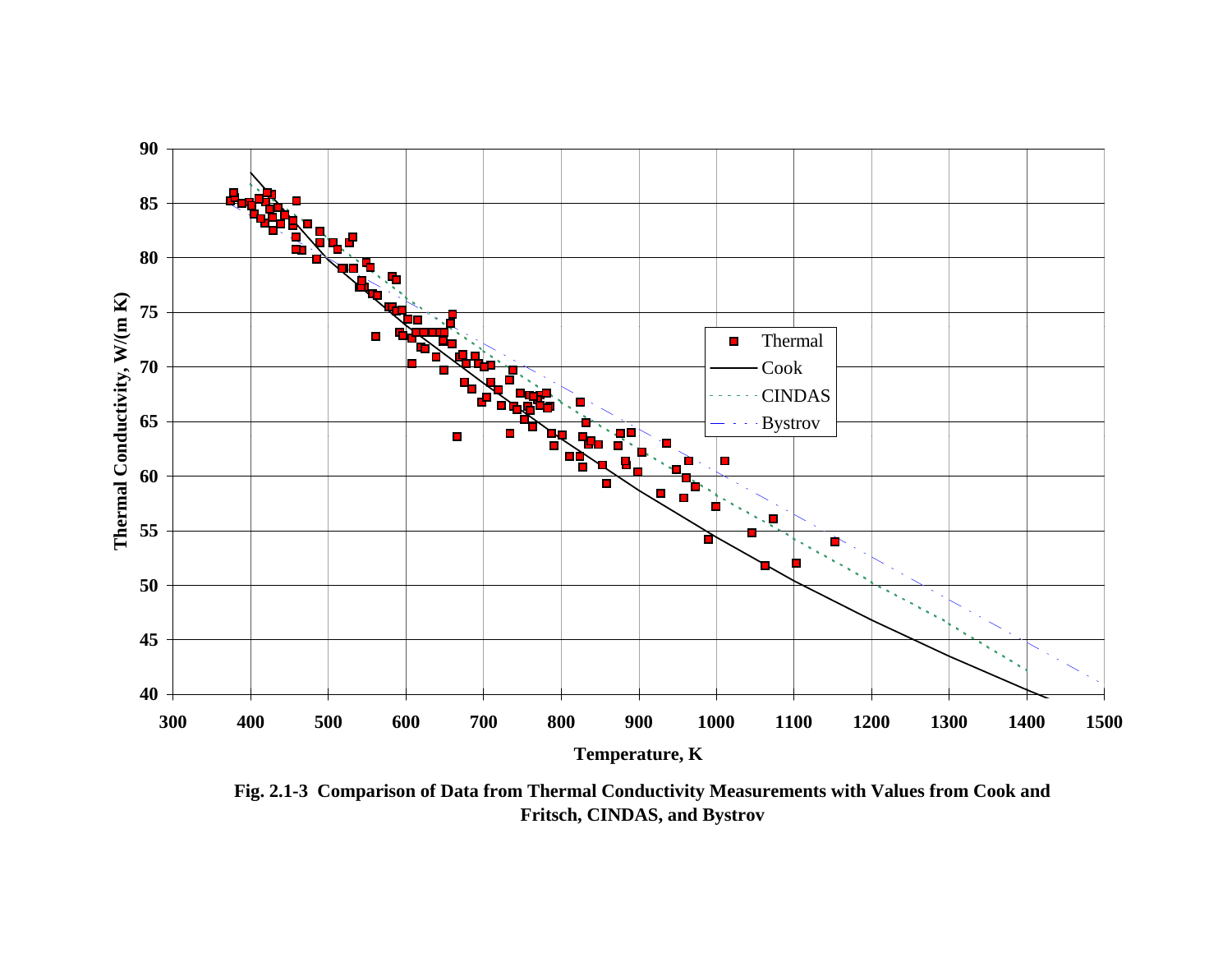Fig. 2.1-3 Comparison of Data from Thermal Conductivity Measurements with Values from Cook and Fritsch, CINDAS, and Bystrov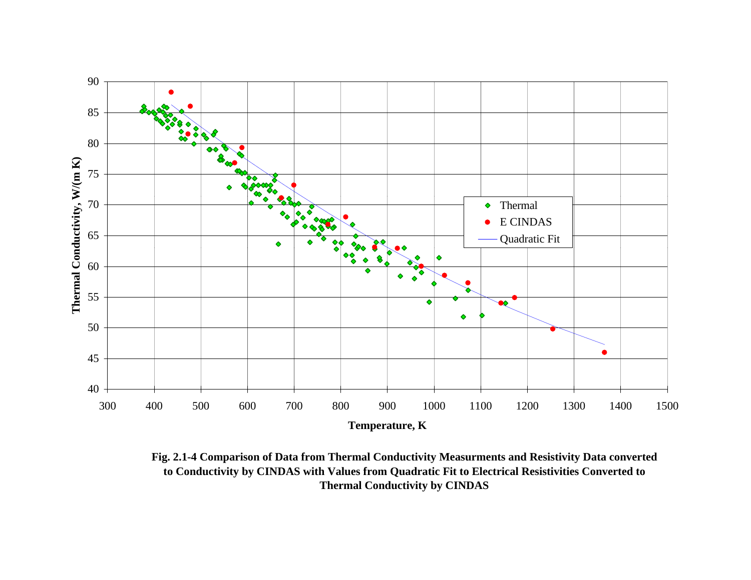**Fig. 2.1-4 Comparison of Data from Thermal Conductivity Measurments and Resistivity Data converted to Conductivity by CINDAS with Values from Quadratic Fit to Electrical Resistivities Converted to Thermal Conductivity by CINDAS**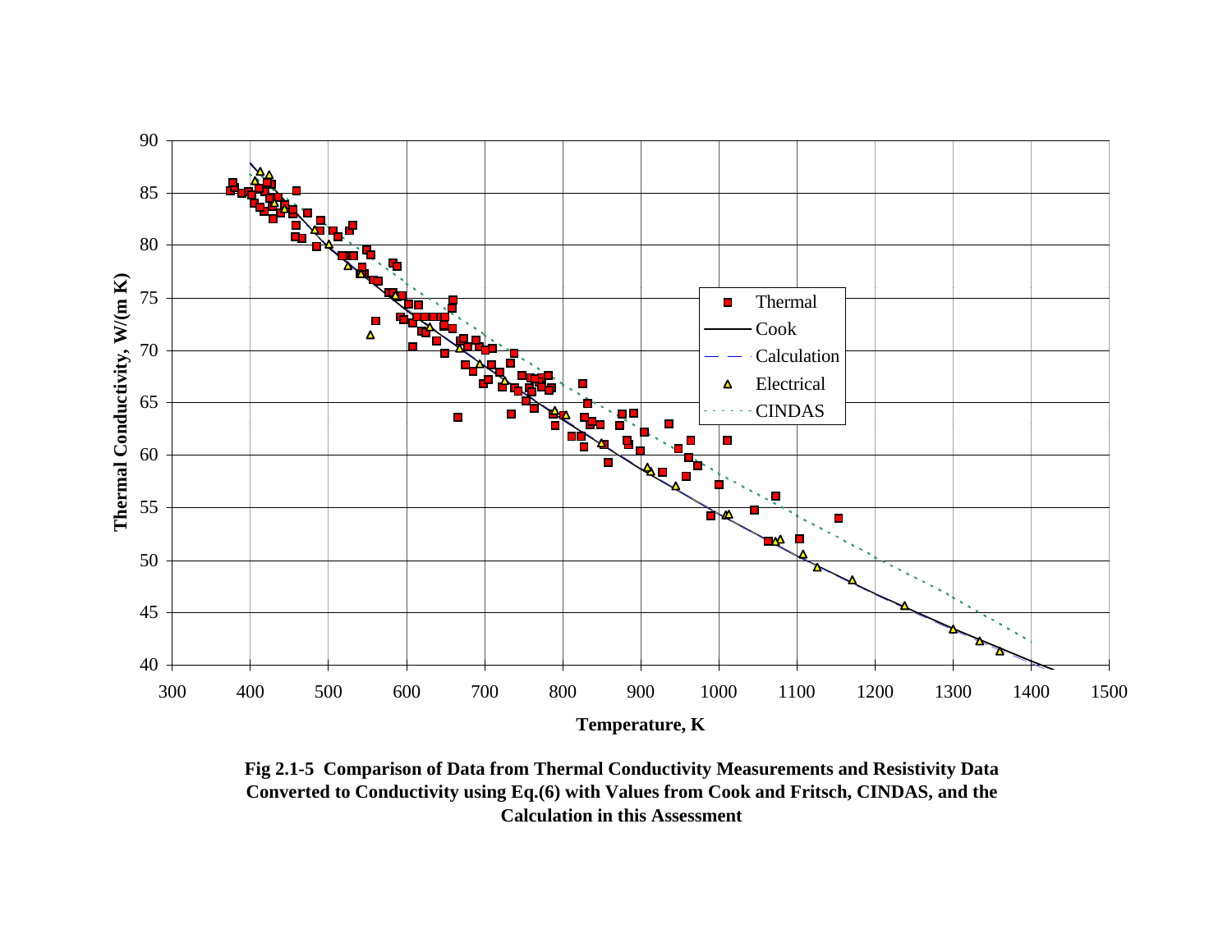**Fig 2.1-5 Comparison of Data from Thermal Conductivity Measurements and Resistivity Data Converted to Conductivity using Eq.(6) with Values from Cook and Fritsch, CINDAS, and the Calculation in this Assessment**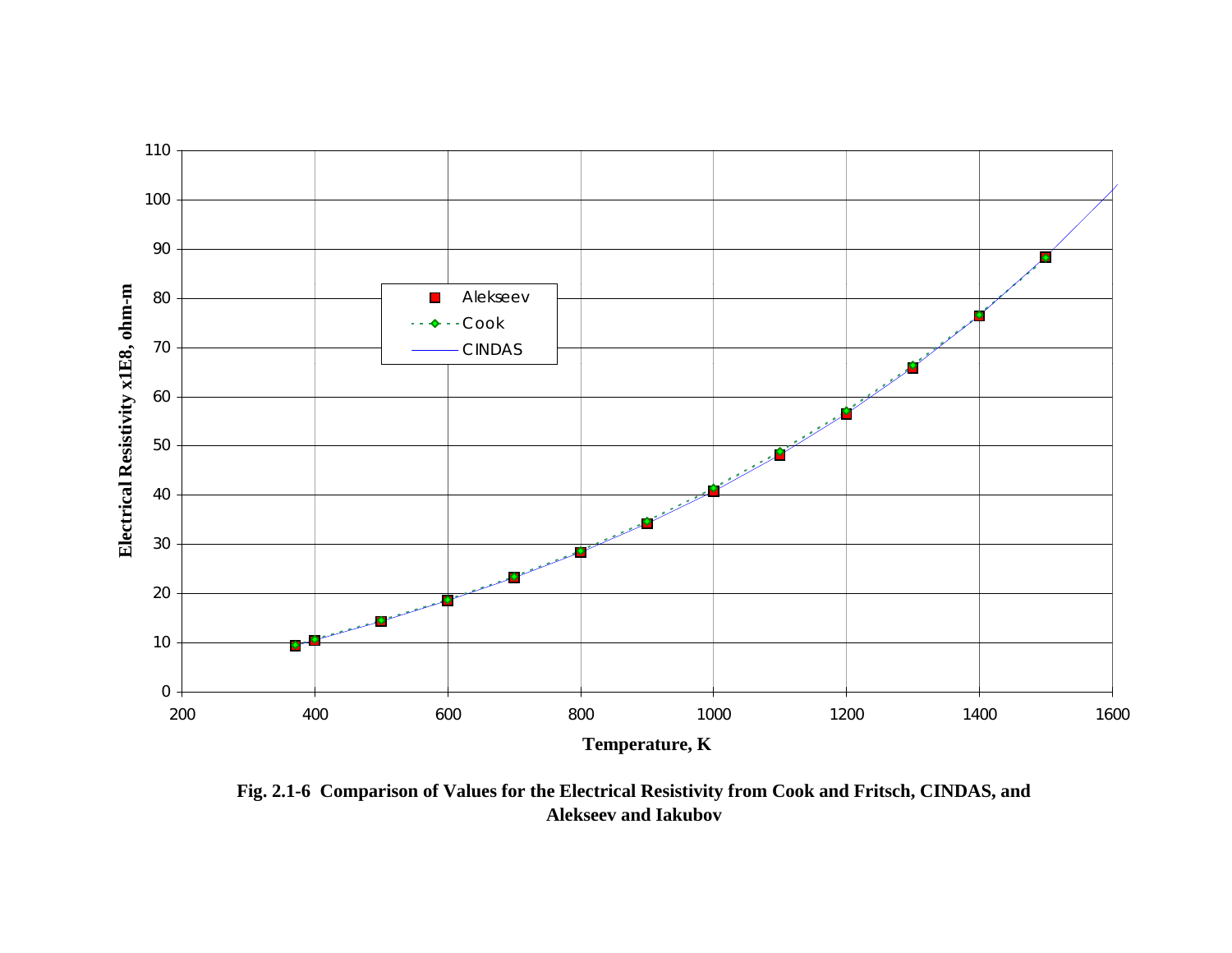**Fig. 2.1-6 Comparison of Values for the Electrical Resistivity from Cook and Fritsch, CINDAS, and Alekseev and Iakubov**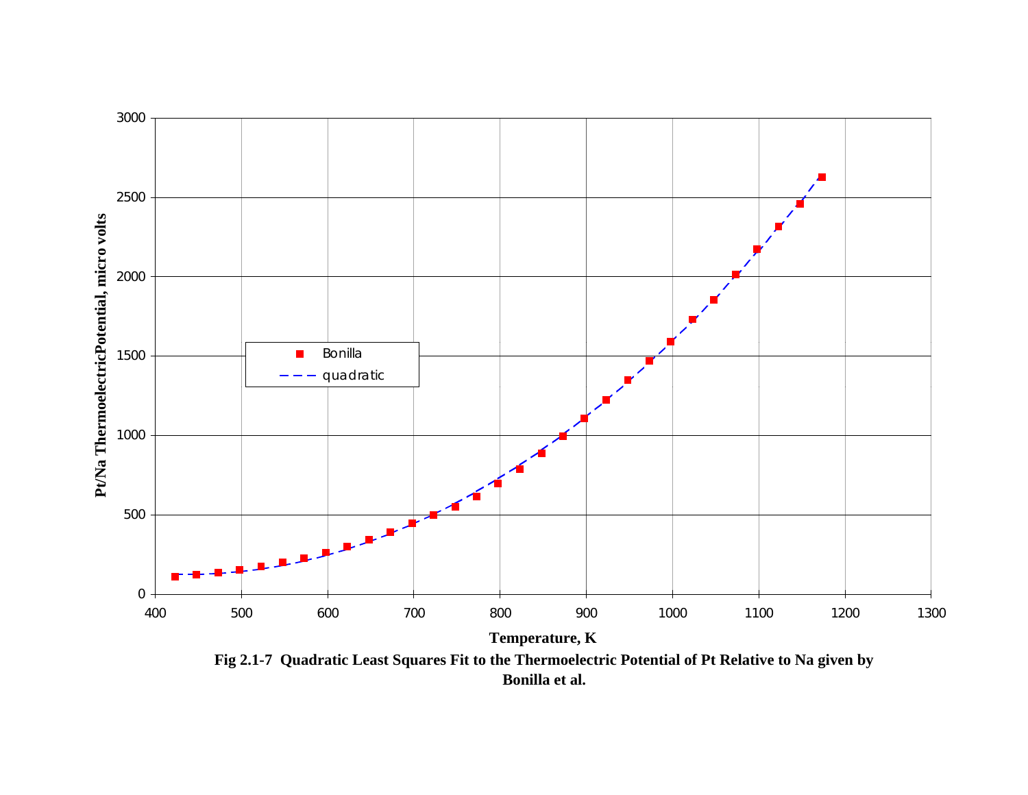**Fig 2.1-7 Quadratic Least Squares Fit to the Thermoelectric Potential of Pt Relative to Na given by Bonilla et al.**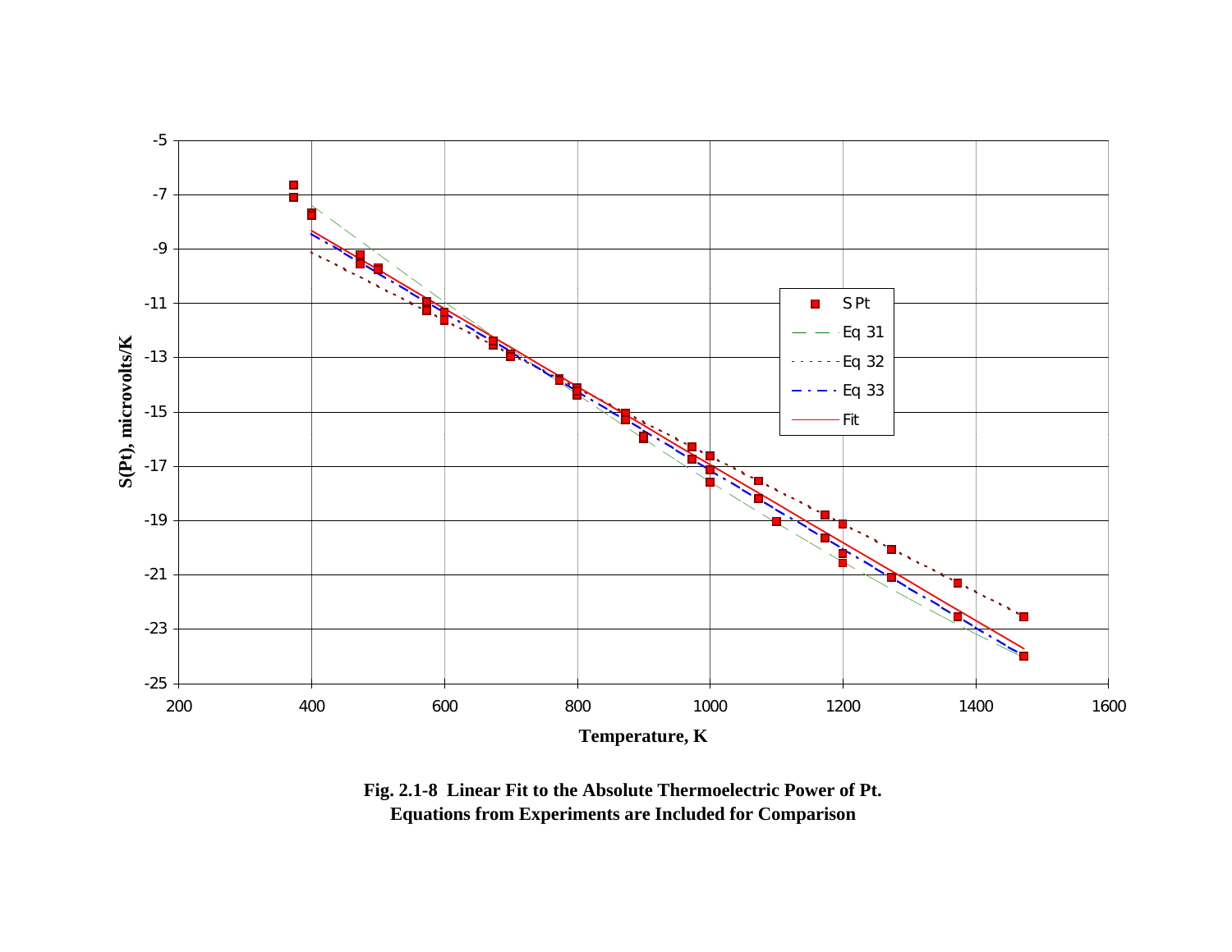**Fig. 2.1-8 Linear Fit to the Absolute Thermoelectric Power of Pt. Equations from Experiments are Included for Comparison**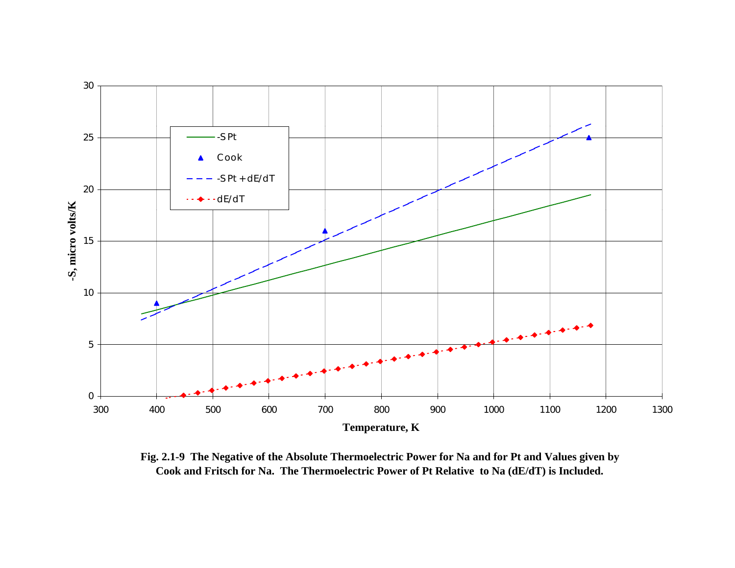**Fig. 2.1-9 The Negative of the Absolute Thermoelectric Power for Na and for Pt and Values given by Cook and Fritsch for Na. The Thermoelectric Power of Pt Relative to Na (dE/dT) is Included.**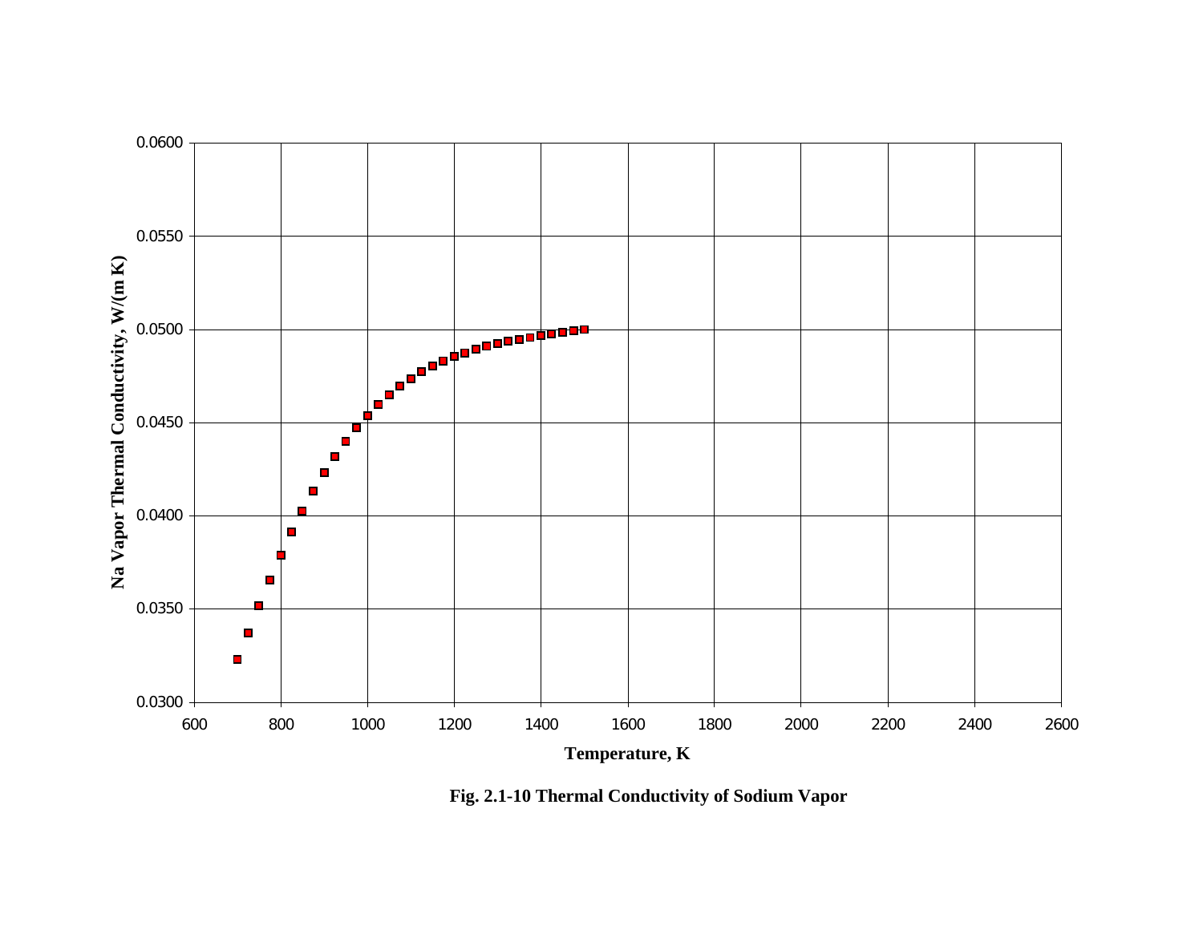Fig. 2.1-10 Thermal Conductivity of Sodium Vapor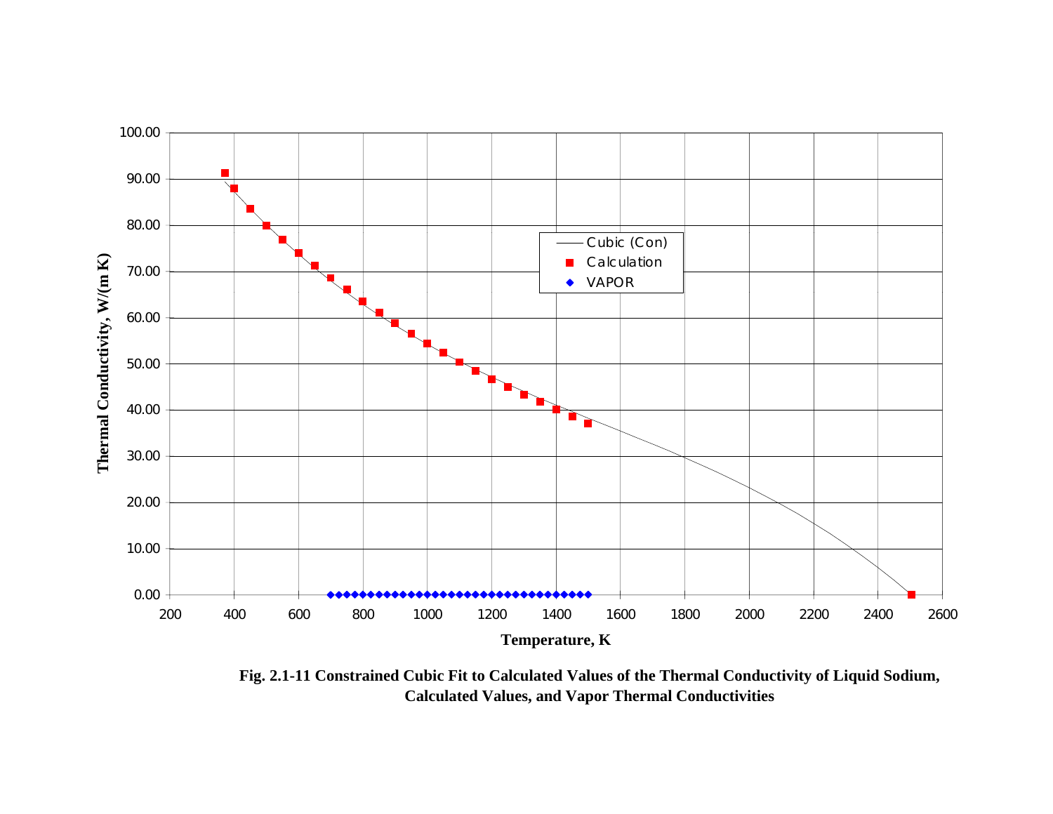Fig. 2.1-11 Constrained Cubic Fit to Calculated Values of the Thermal Conductivity of Liquid Sodium, Calculated Values, and Vapor Thermal Conductivities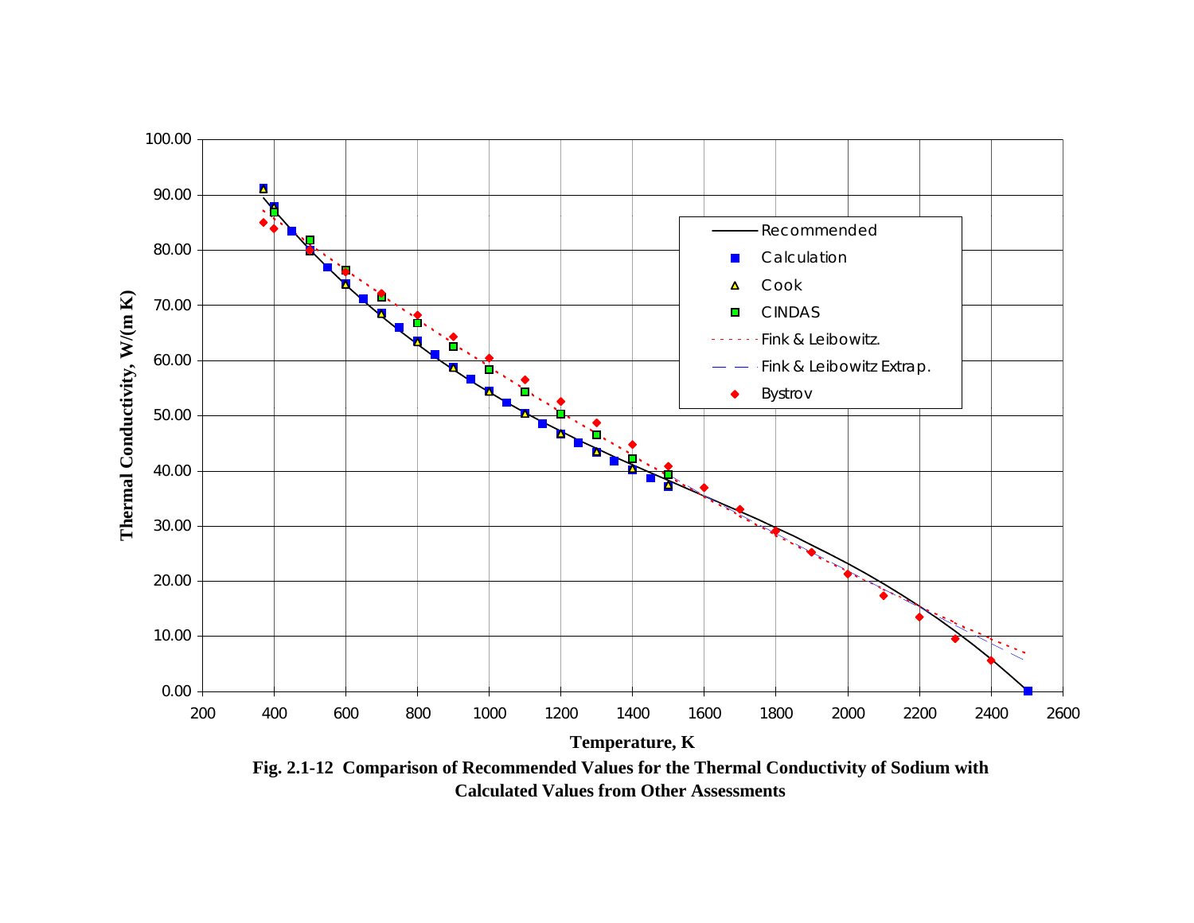Fig. 2.1-12 Comparison of Recommended Values for the Thermal Conductivity of Sodium with Calculated Values from Other Assessments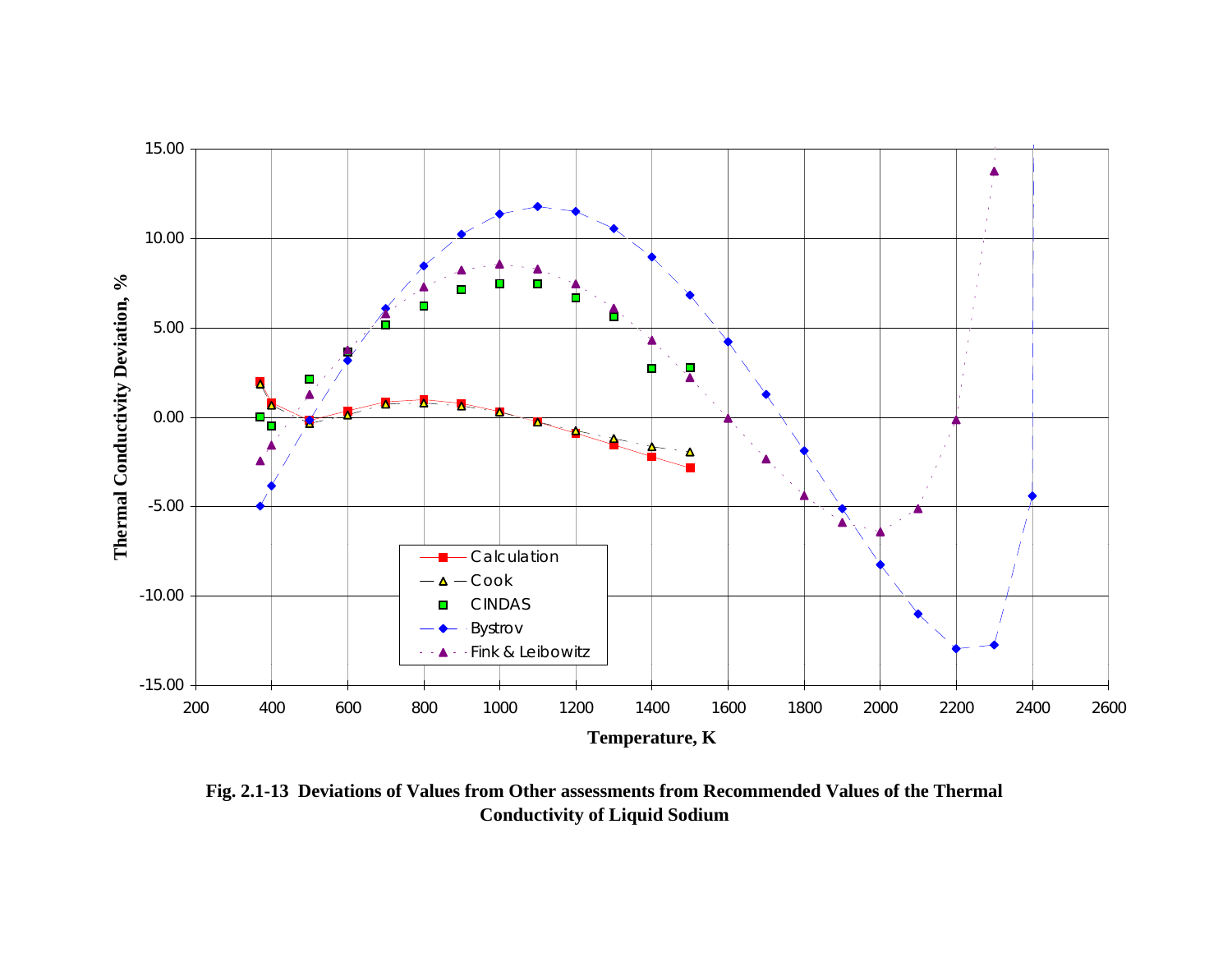Thermal Conductivity Deviation, %

15.00
10.00
5.00
0.00
-5.00
-10.00
-15.00

200 400 600 800 1000 1200 1400 1600 1800 2000 2200 2400 2600

Temperature, K

Calculation
Cook
CINDAS
Bystrov
Fink & Leibowitz

**Fig. 2.1-13 Deviations of Values from Other assessments from Recommended Values of the Thermal Conductivity of Liquid Sodium**